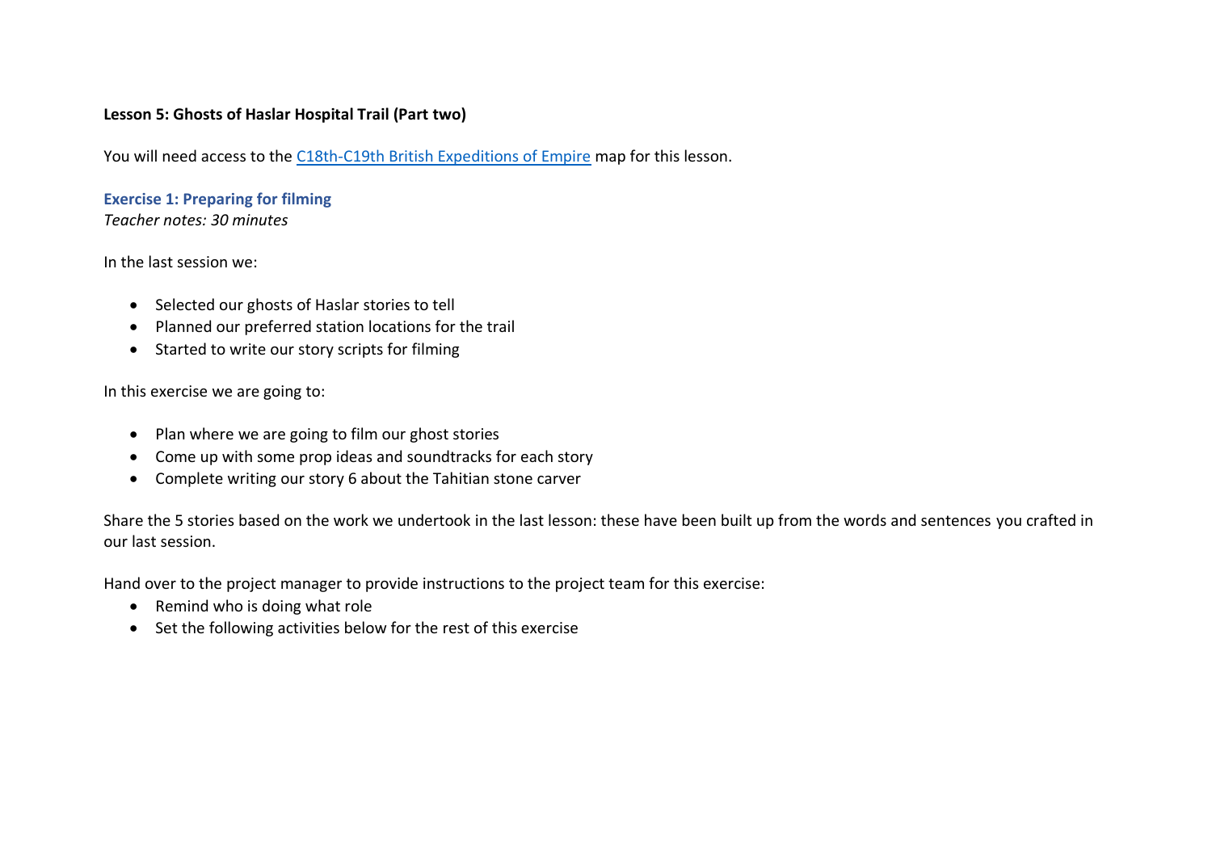**Lesson 5: Ghosts of Haslar Hospital Trail (Part two)**

You will need access to the C18th-C19th British Expeditions of Empire map for this lesson.

### Exercise 1: Preparing for filming

*Teacher notes: 30 minutes*

In the last session we:

- Selected our ghosts of Haslar stories to tell
- Planned our preferred station locations for the trail
- Started to write our story scripts for filming

In this exercise we are going to:

- Plan where we are going to film our ghost stories
- Come up with some prop ideas and soundtracks for each story
- Complete writing our story 6 about the Tahitian stone carver

Share the 5 stories based on the work we undertook in the last lesson: these have been built up from the words and sentences you crafted in our last session.

Hand over to the project manager to provide instructions to the project team for this exercise:

- Remind who is doing what role
- Set the following activities below for the rest of this exercise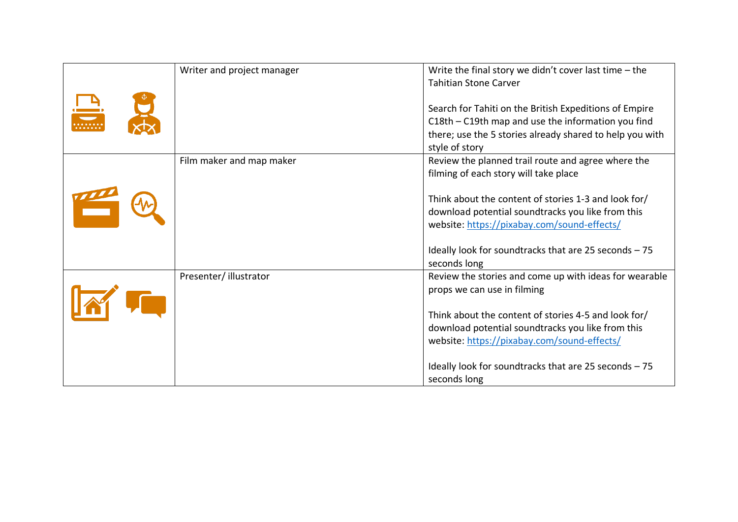| | | |
|---|---|---|
| | Writer and project manager | Write the final story we didn't cover last time – the Tahitian Stone Carver<br><br>Search for Tahiti on the British Expeditions of Empire C18th – C19th map and use the information you find there; use the 5 stories already shared to help you with style of story |
| | Film maker and map maker | Review the planned trail route and agree where the filming of each story will take place<br><br>Think about the content of stories 1-3 and look for/ download potential soundtracks you like from this website: [https://pixabay.com/sound-effects/](https://pixabay.com/sound-effects/)<br><br>Ideally look for soundtracks that are 25 seconds – 75 seconds long |
| | Presenter/ illustrator | Review the stories and come up with ideas for wearable props we can use in filming<br><br>Think about the content of stories 4-5 and look for/ download potential soundtracks you like from this website: [https://pixabay.com/sound-effects/](https://pixabay.com/sound-effects/)<br><br>Ideally look for soundtracks that are 25 seconds – 75 seconds long |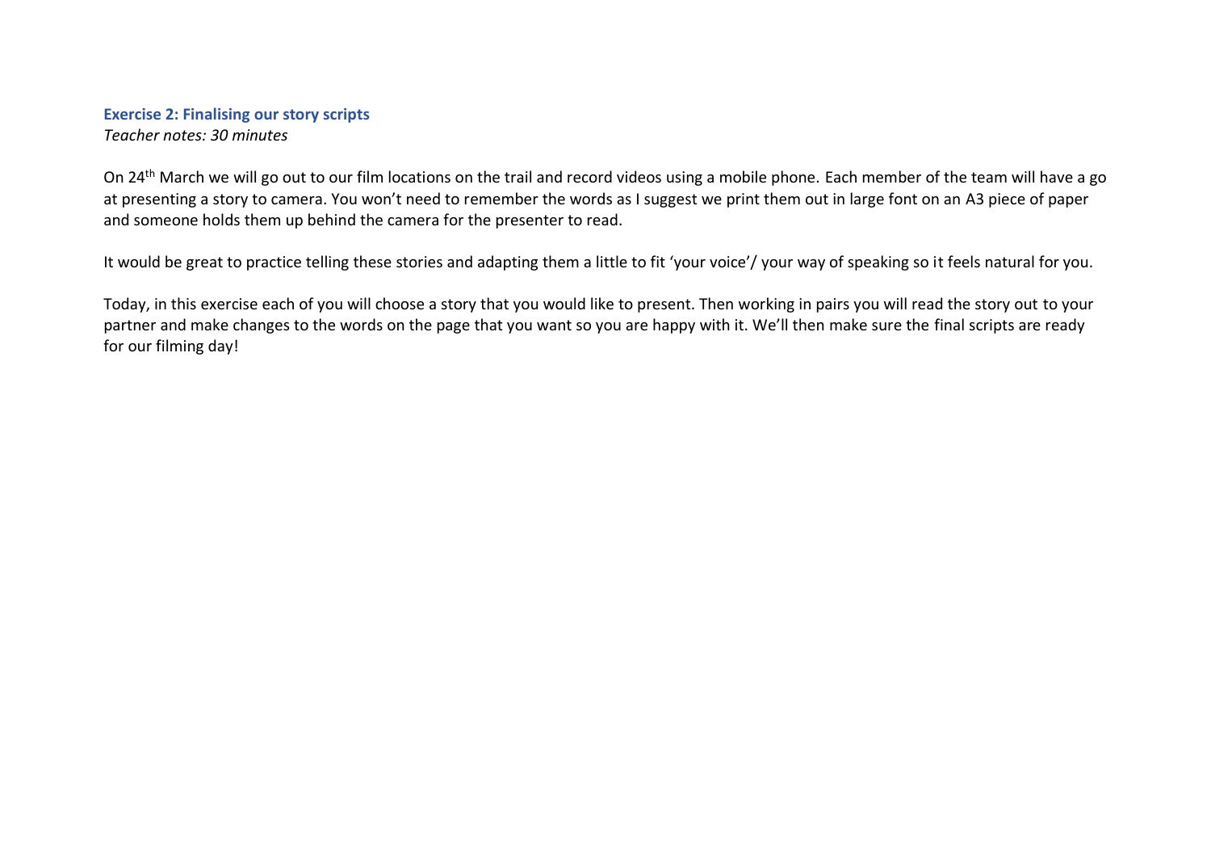### Exercise 2: Finalising our story scripts

*Teacher notes: 30 minutes*

On 24th March we will go out to our film locations on the trail and record videos using a mobile phone. Each member of the team will have a go at presenting a story to camera. You won't need to remember the words as I suggest we print them out in large font on an A3 piece of paper and someone holds them up behind the camera for the presenter to read.

It would be great to practice telling these stories and adapting them a little to fit 'your voice'/ your way of speaking so it feels natural for you.

Today, in this exercise each of you will choose a story that you would like to present. Then working in pairs you will read the story out to your partner and make changes to the words on the page that you want so you are happy with it. We'll then make sure the final scripts are ready for our filming day!